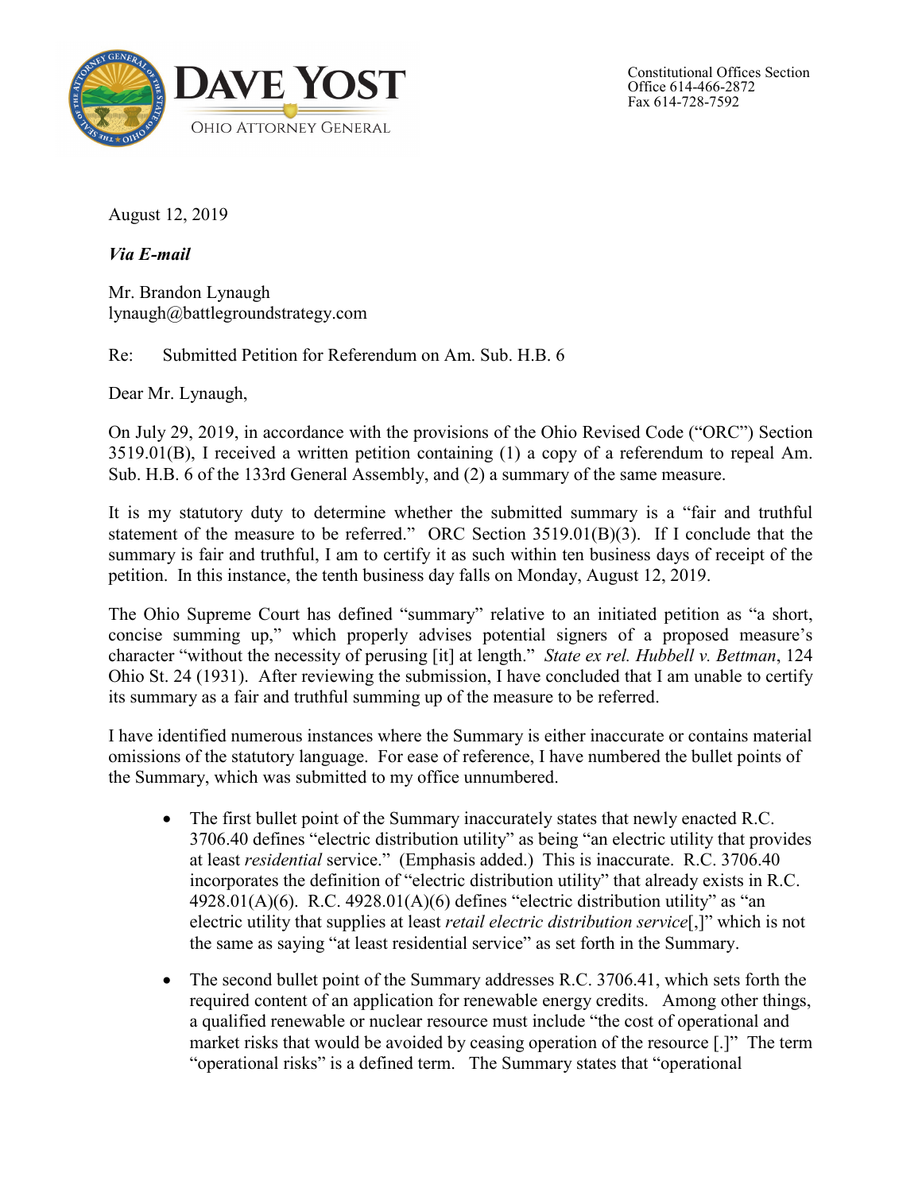**DAVE YOST**

OHIO ATTORNEY GENERAL

Constitutional Offices Section
Office 614-466-2872
Fax 614-728-7592

August 12, 2019

***Via E-mail***

Mr. Brandon Lynaugh
lynaugh@battlegroundstrategy.com

Re: Submitted Petition for Referendum on Am. Sub. H.B. 6

Dear Mr. Lynaugh,

On July 29, 2019, in accordance with the provisions of the Ohio Revised Code ("ORC") Section 3519.01(B), I received a written petition containing (1) a copy of a referendum to repeal Am. Sub. H.B. 6 of the 133rd General Assembly, and (2) a summary of the same measure.

It is my statutory duty to determine whether the submitted summary is a "fair and truthful statement of the measure to be referred." ORC Section 3519.01(B)(3). If I conclude that the summary is fair and truthful, I am to certify it as such within ten business days of receipt of the petition. In this instance, the tenth business day falls on Monday, August 12, 2019.

The Ohio Supreme Court has defined "summary" relative to an initiated petition as "a short, concise summing up," which properly advises potential signers of a proposed measure's character "without the necessity of perusing [it] at length." *State ex rel. Hubbell v. Bettman*, 124 Ohio St. 24 (1931). After reviewing the submission, I have concluded that I am unable to certify its summary as a fair and truthful summing up of the measure to be referred.

I have identified numerous instances where the Summary is either inaccurate or contains material omissions of the statutory language. For ease of reference, I have numbered the bullet points of the Summary, which was submitted to my office unnumbered.

- The first bullet point of the Summary inaccurately states that newly enacted R.C. 3706.40 defines "electric distribution utility" as being "an electric utility that provides at least *residential* service." (Emphasis added.) This is inaccurate. R.C. 3706.40 incorporates the definition of "electric distribution utility" that already exists in R.C. 4928.01(A)(6). R.C. 4928.01(A)(6) defines "electric distribution utility" as "an electric utility that supplies at least *retail electric distribution service*[,]" which is not the same as saying "at least residential service" as set forth in the Summary.

- The second bullet point of the Summary addresses R.C. 3706.41, which sets forth the required content of an application for renewable energy credits. Among other things, a qualified renewable or nuclear resource must include "the cost of operational and market risks that would be avoided by ceasing operation of the resource [.]" The term "operational risks" is a defined term. The Summary states that "operational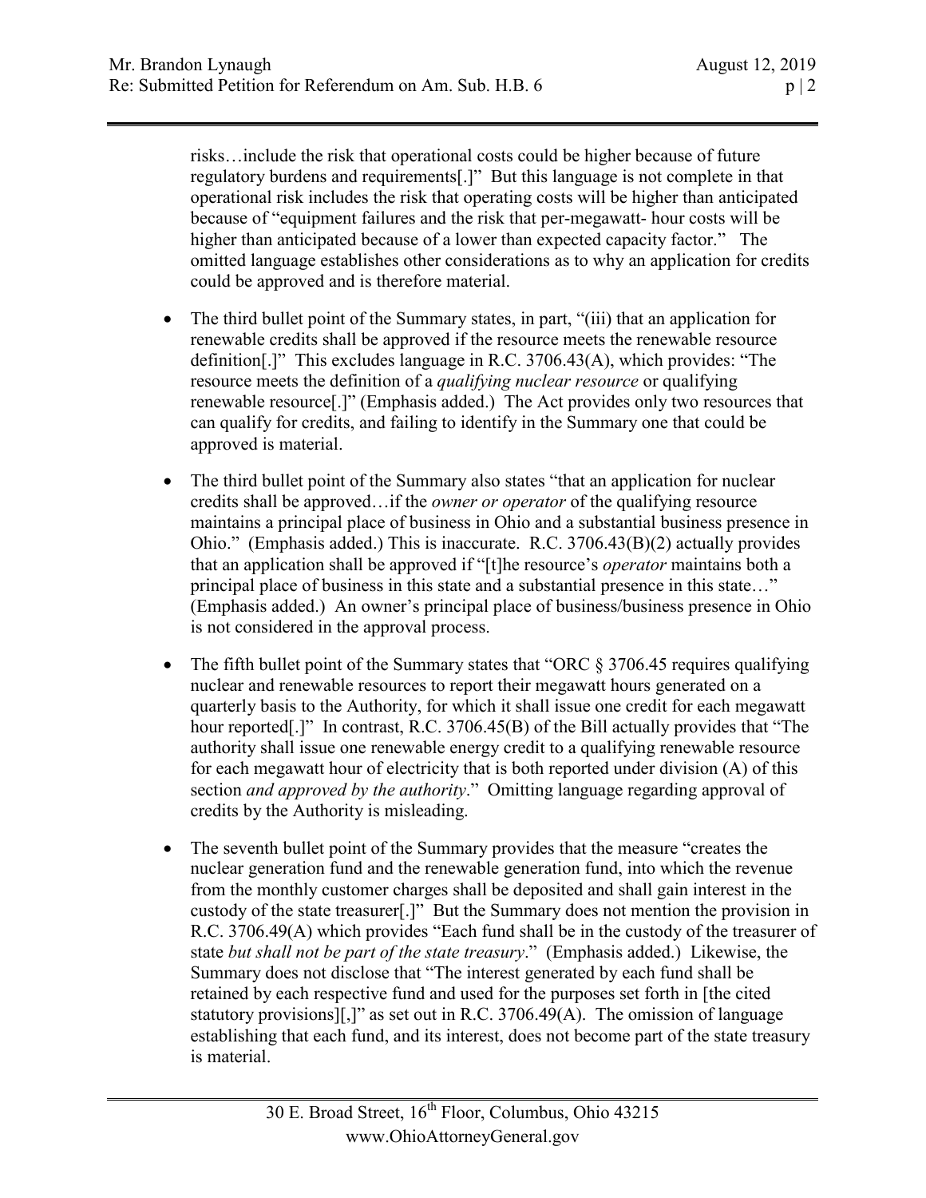risks…include the risk that operational costs could be higher because of future regulatory burdens and requirements[.]" But this language is not complete in that operational risk includes the risk that operating costs will be higher than anticipated because of "equipment failures and the risk that per-megawatt- hour costs will be higher than anticipated because of a lower than expected capacity factor." The omitted language establishes other considerations as to why an application for credits could be approved and is therefore material.

- The third bullet point of the Summary states, in part, "(iii) that an application for renewable credits shall be approved if the resource meets the renewable resource definition[.]" This excludes language in R.C. 3706.43(A), which provides: "The resource meets the definition of a *qualifying nuclear resource* or qualifying renewable resource[.]" (Emphasis added.) The Act provides only two resources that can qualify for credits, and failing to identify in the Summary one that could be approved is material.

- The third bullet point of the Summary also states "that an application for nuclear credits shall be approved…if the *owner or operator* of the qualifying resource maintains a principal place of business in Ohio and a substantial business presence in Ohio." (Emphasis added.) This is inaccurate. R.C. 3706.43(B)(2) actually provides that an application shall be approved if "[t]he resource's *operator* maintains both a principal place of business in this state and a substantial presence in this state…" (Emphasis added.) An owner's principal place of business/business presence in Ohio is not considered in the approval process.

- The fifth bullet point of the Summary states that "ORC § 3706.45 requires qualifying nuclear and renewable resources to report their megawatt hours generated on a quarterly basis to the Authority, for which it shall issue one credit for each megawatt hour reported[.]" In contrast, R.C. 3706.45(B) of the Bill actually provides that "The authority shall issue one renewable energy credit to a qualifying renewable resource for each megawatt hour of electricity that is both reported under division (A) of this section *and approved by the authority*." Omitting language regarding approval of credits by the Authority is misleading.

- The seventh bullet point of the Summary provides that the measure "creates the nuclear generation fund and the renewable generation fund, into which the revenue from the monthly customer charges shall be deposited and shall gain interest in the custody of the state treasurer[.]" But the Summary does not mention the provision in R.C. 3706.49(A) which provides "Each fund shall be in the custody of the treasurer of state *but shall not be part of the state treasury*." (Emphasis added.) Likewise, the Summary does not disclose that "The interest generated by each fund shall be retained by each respective fund and used for the purposes set forth in [the cited statutory provisions][,]" as set out in R.C. 3706.49(A). The omission of language establishing that each fund, and its interest, does not become part of the state treasury is material.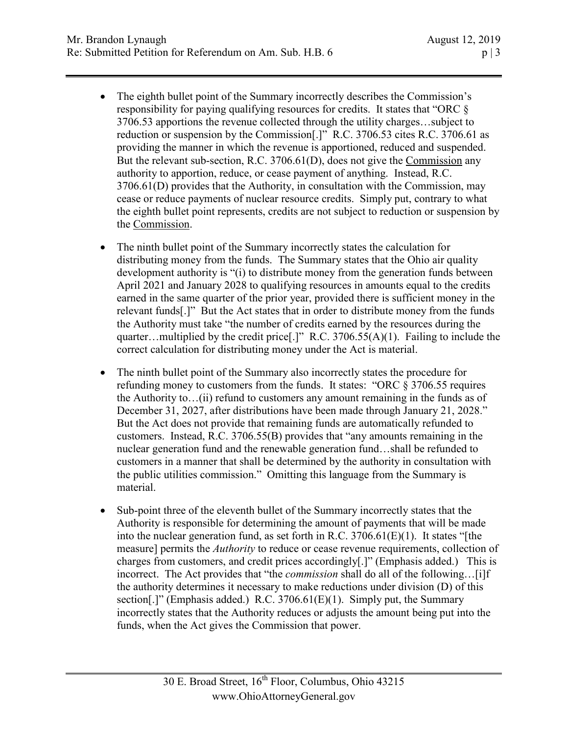- The eighth bullet point of the Summary incorrectly describes the Commission's responsibility for paying qualifying resources for credits. It states that "ORC § 3706.53 apportions the revenue collected through the utility charges…subject to reduction or suspension by the Commission[.]" R.C. 3706.53 cites R.C. 3706.61 as providing the manner in which the revenue is apportioned, reduced and suspended. But the relevant sub-section, R.C. 3706.61(D), does not give the <u>Commission</u> any authority to apportion, reduce, or cease payment of anything. Instead, R.C. 3706.61(D) provides that the Authority, in consultation with the Commission, may cease or reduce payments of nuclear resource credits. Simply put, contrary to what the eighth bullet point represents, credits are not subject to reduction or suspension by the <u>Commission</u>.

- The ninth bullet point of the Summary incorrectly states the calculation for distributing money from the funds. The Summary states that the Ohio air quality development authority is "(i) to distribute money from the generation funds between April 2021 and January 2028 to qualifying resources in amounts equal to the credits earned in the same quarter of the prior year, provided there is sufficient money in the relevant funds[.]" But the Act states that in order to distribute money from the funds the Authority must take "the number of credits earned by the resources during the quarter…multiplied by the credit price[.]" R.C. 3706.55(A)(1). Failing to include the correct calculation for distributing money under the Act is material.

- The ninth bullet point of the Summary also incorrectly states the procedure for refunding money to customers from the funds. It states: "ORC § 3706.55 requires the Authority to…(ii) refund to customers any amount remaining in the funds as of December 31, 2027, after distributions have been made through January 21, 2028." But the Act does not provide that remaining funds are automatically refunded to customers. Instead, R.C. 3706.55(B) provides that "any amounts remaining in the nuclear generation fund and the renewable generation fund…shall be refunded to customers in a manner that shall be determined by the authority in consultation with the public utilities commission." Omitting this language from the Summary is material.

- Sub-point three of the eleventh bullet of the Summary incorrectly states that the Authority is responsible for determining the amount of payments that will be made into the nuclear generation fund, as set forth in R.C. 3706.61(E)(1). It states "[the measure] permits the *Authority* to reduce or cease revenue requirements, collection of charges from customers, and credit prices accordingly[.]" (Emphasis added.) This is incorrect. The Act provides that "the *commission* shall do all of the following…[i]f the authority determines it necessary to make reductions under division (D) of this section[.]" (Emphasis added.) R.C. 3706.61(E)(1). Simply put, the Summary incorrectly states that the Authority reduces or adjusts the amount being put into the funds, when the Act gives the Commission that power.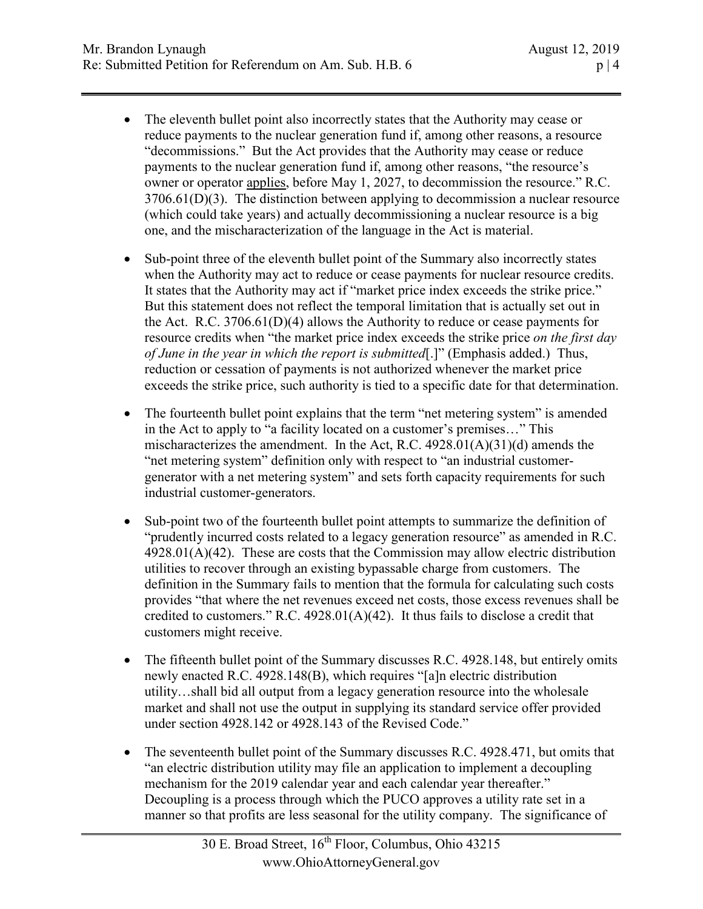- The eleventh bullet point also incorrectly states that the Authority may cease or reduce payments to the nuclear generation fund if, among other reasons, a resource "decommissions." But the Act provides that the Authority may cease or reduce payments to the nuclear generation fund if, among other reasons, "the resource's owner or operator applies, before May 1, 2027, to decommission the resource." R.C. 3706.61(D)(3). The distinction between applying to decommission a nuclear resource (which could take years) and actually decommissioning a nuclear resource is a big one, and the mischaracterization of the language in the Act is material.

- Sub-point three of the eleventh bullet point of the Summary also incorrectly states when the Authority may act to reduce or cease payments for nuclear resource credits. It states that the Authority may act if "market price index exceeds the strike price." But this statement does not reflect the temporal limitation that is actually set out in the Act. R.C. 3706.61(D)(4) allows the Authority to reduce or cease payments for resource credits when "the market price index exceeds the strike price *on the first day of June in the year in which the report is submitted*[.]" (Emphasis added.) Thus, reduction or cessation of payments is not authorized whenever the market price exceeds the strike price, such authority is tied to a specific date for that determination.

- The fourteenth bullet point explains that the term "net metering system" is amended in the Act to apply to "a facility located on a customer's premises…" This mischaracterizes the amendment. In the Act, R.C. 4928.01(A)(31)(d) amends the "net metering system" definition only with respect to "an industrial customer-generator with a net metering system" and sets forth capacity requirements for such industrial customer-generators.

- Sub-point two of the fourteenth bullet point attempts to summarize the definition of "prudently incurred costs related to a legacy generation resource" as amended in R.C. 4928.01(A)(42). These are costs that the Commission may allow electric distribution utilities to recover through an existing bypassable charge from customers. The definition in the Summary fails to mention that the formula for calculating such costs provides "that where the net revenues exceed net costs, those excess revenues shall be credited to customers." R.C. 4928.01(A)(42). It thus fails to disclose a credit that customers might receive.

- The fifteenth bullet point of the Summary discusses R.C. 4928.148, but entirely omits newly enacted R.C. 4928.148(B), which requires "[a]n electric distribution utility…shall bid all output from a legacy generation resource into the wholesale market and shall not use the output in supplying its standard service offer provided under section 4928.142 or 4928.143 of the Revised Code."

- The seventeenth bullet point of the Summary discusses R.C. 4928.471, but omits that "an electric distribution utility may file an application to implement a decoupling mechanism for the 2019 calendar year and each calendar year thereafter." Decoupling is a process through which the PUCO approves a utility rate set in a manner so that profits are less seasonal for the utility company. The significance of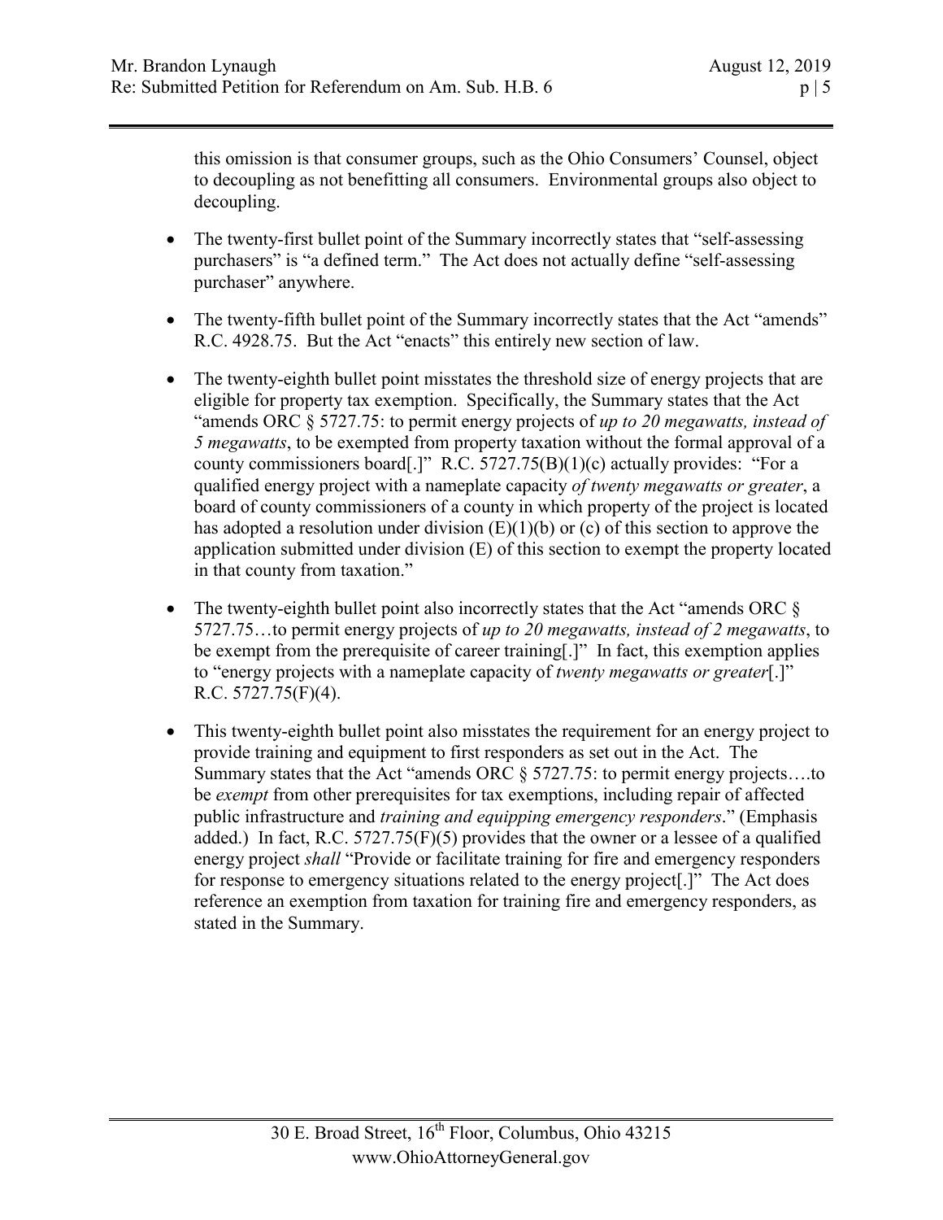this omission is that consumer groups, such as the Ohio Consumers' Counsel, object to decoupling as not benefitting all consumers. Environmental groups also object to decoupling.

- The twenty-first bullet point of the Summary incorrectly states that "self-assessing purchasers" is "a defined term." The Act does not actually define "self-assessing purchaser" anywhere.

- The twenty-fifth bullet point of the Summary incorrectly states that the Act "amends" R.C. 4928.75. But the Act "enacts" this entirely new section of law.

- The twenty-eighth bullet point misstates the threshold size of energy projects that are eligible for property tax exemption. Specifically, the Summary states that the Act "amends ORC § 5727.75: to permit energy projects of *up to 20 megawatts, instead of 5 megawatts*, to be exempted from property taxation without the formal approval of a county commissioners board[.]" R.C. 5727.75(B)(1)(c) actually provides: "For a qualified energy project with a nameplate capacity *of twenty megawatts or greater*, a board of county commissioners of a county in which property of the project is located has adopted a resolution under division (E)(1)(b) or (c) of this section to approve the application submitted under division (E) of this section to exempt the property located in that county from taxation."

- The twenty-eighth bullet point also incorrectly states that the Act "amends ORC § 5727.75…to permit energy projects of *up to 20 megawatts, instead of 2 megawatts*, to be exempt from the prerequisite of career training[.]" In fact, this exemption applies to "energy projects with a nameplate capacity of *twenty megawatts or greater*[.]" R.C. 5727.75(F)(4).

- This twenty-eighth bullet point also misstates the requirement for an energy project to provide training and equipment to first responders as set out in the Act. The Summary states that the Act "amends ORC § 5727.75: to permit energy projects….to be *exempt* from other prerequisites for tax exemptions, including repair of affected public infrastructure and *training and equipping emergency responders*." (Emphasis added.) In fact, R.C. 5727.75(F)(5) provides that the owner or a lessee of a qualified energy project *shall* "Provide or facilitate training for fire and emergency responders for response to emergency situations related to the energy project[.]" The Act does reference an exemption from taxation for training fire and emergency responders, as stated in the Summary.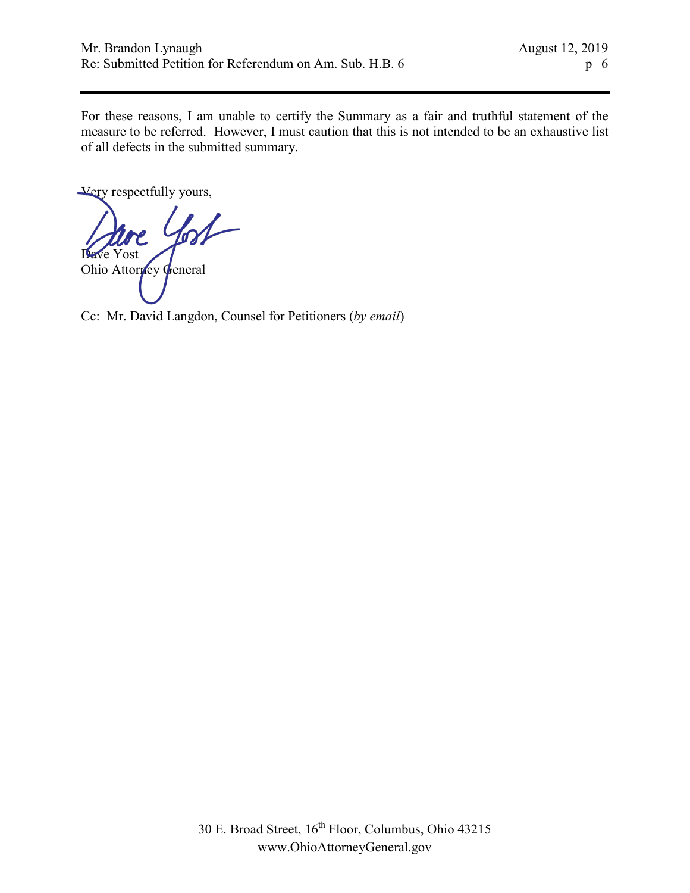For these reasons, I am unable to certify the Summary as a fair and truthful statement of the measure to be referred. However, I must caution that this is not intended to be an exhaustive list of all defects in the submitted summary.

Very respectfully yours,

Dave Yost
Ohio Attorney General

Cc: Mr. David Langdon, Counsel for Petitioners (*by email*)

30 E. Broad Street, 16th Floor, Columbus, Ohio 43215
www.OhioAttorneyGeneral.gov